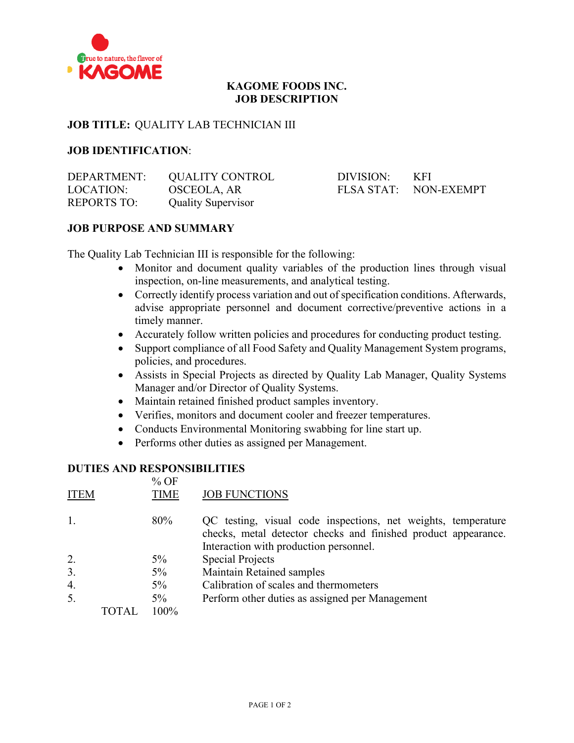True to nature, the flavor of KAGOME

# KAGOME FOODS INC.
# JOB DESCRIPTION

**JOB TITLE:** QUALITY LAB TECHNICIAN III

**JOB IDENTIFICATION**:

| | | | |
|---|---|---|---|
| DEPARTMENT: | QUALITY CONTROL | DIVISION: | KFI |
| LOCATION: | OSCEOLA, AR | FLSA STAT: | NON-EXEMPT |
| REPORTS TO: | Quality Supervisor | | |

**JOB PURPOSE AND SUMMARY**

The Quality Lab Technician III is responsible for the following:

- Monitor and document quality variables of the production lines through visual inspection, on-line measurements, and analytical testing.
- Correctly identify process variation and out of specification conditions. Afterwards, advise appropriate personnel and document corrective/preventive actions in a timely manner.
- Accurately follow written policies and procedures for conducting product testing.
- Support compliance of all Food Safety and Quality Management System programs, policies, and procedures.
- Assists in Special Projects as directed by Quality Lab Manager, Quality Systems Manager and/or Director of Quality Systems.
- Maintain retained finished product samples inventory.
- Verifies, monitors and document cooler and freezer temperatures.
- Conducts Environmental Monitoring swabbing for line start up.
- Performs other duties as assigned per Management.

**DUTIES AND RESPONSIBILITIES**

| ITEM | % OF TIME | JOB FUNCTIONS |
|---|---|---|
| 1. | 80% | QC testing, visual code inspections, net weights, temperature checks, metal detector checks and finished product appearance. Interaction with production personnel. |
| 2. | 5% | Special Projects |
| 3. | 5% | Maintain Retained samples |
| 4. | 5% | Calibration of scales and thermometers |
| 5. | 5% | Perform other duties as assigned per Management |
| TOTAL | 100% | |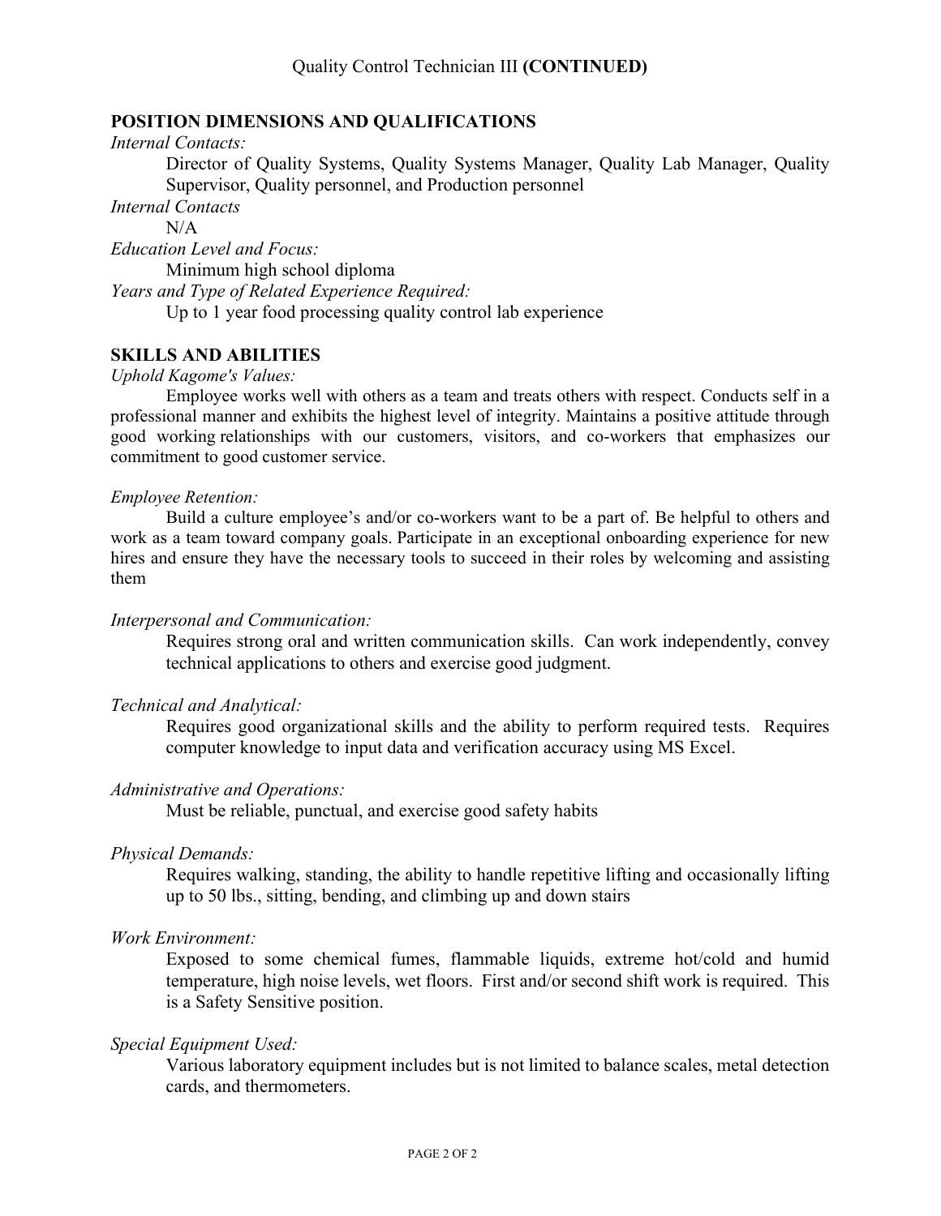## POSITION DIMENSIONS AND QUALIFICATIONS

*Internal Contacts:*

Director of Quality Systems, Quality Systems Manager, Quality Lab Manager, Quality Supervisor, Quality personnel, and Production personnel

*Internal Contacts*

N/A

*Education Level and Focus:*

Minimum high school diploma

*Years and Type of Related Experience Required:*

Up to 1 year food processing quality control lab experience

## SKILLS AND ABILITIES

*Uphold Kagome's Values:*

Employee works well with others as a team and treats others with respect. Conducts self in a professional manner and exhibits the highest level of integrity. Maintains a positive attitude through good working relationships with our customers, visitors, and co-workers that emphasizes our commitment to good customer service.

*Employee Retention:*

Build a culture employee's and/or co-workers want to be a part of. Be helpful to others and work as a team toward company goals. Participate in an exceptional onboarding experience for new hires and ensure they have the necessary tools to succeed in their roles by welcoming and assisting them

*Interpersonal and Communication:*

Requires strong oral and written communication skills. Can work independently, convey technical applications to others and exercise good judgment.

*Technical and Analytical:*

Requires good organizational skills and the ability to perform required tests. Requires computer knowledge to input data and verification accuracy using MS Excel.

*Administrative and Operations:*

Must be reliable, punctual, and exercise good safety habits

*Physical Demands:*

Requires walking, standing, the ability to handle repetitive lifting and occasionally lifting up to 50 lbs., sitting, bending, and climbing up and down stairs

*Work Environment:*

Exposed to some chemical fumes, flammable liquids, extreme hot/cold and humid temperature, high noise levels, wet floors. First and/or second shift work is required. This is a Safety Sensitive position.

*Special Equipment Used:*

Various laboratory equipment includes but is not limited to balance scales, metal detection cards, and thermometers.